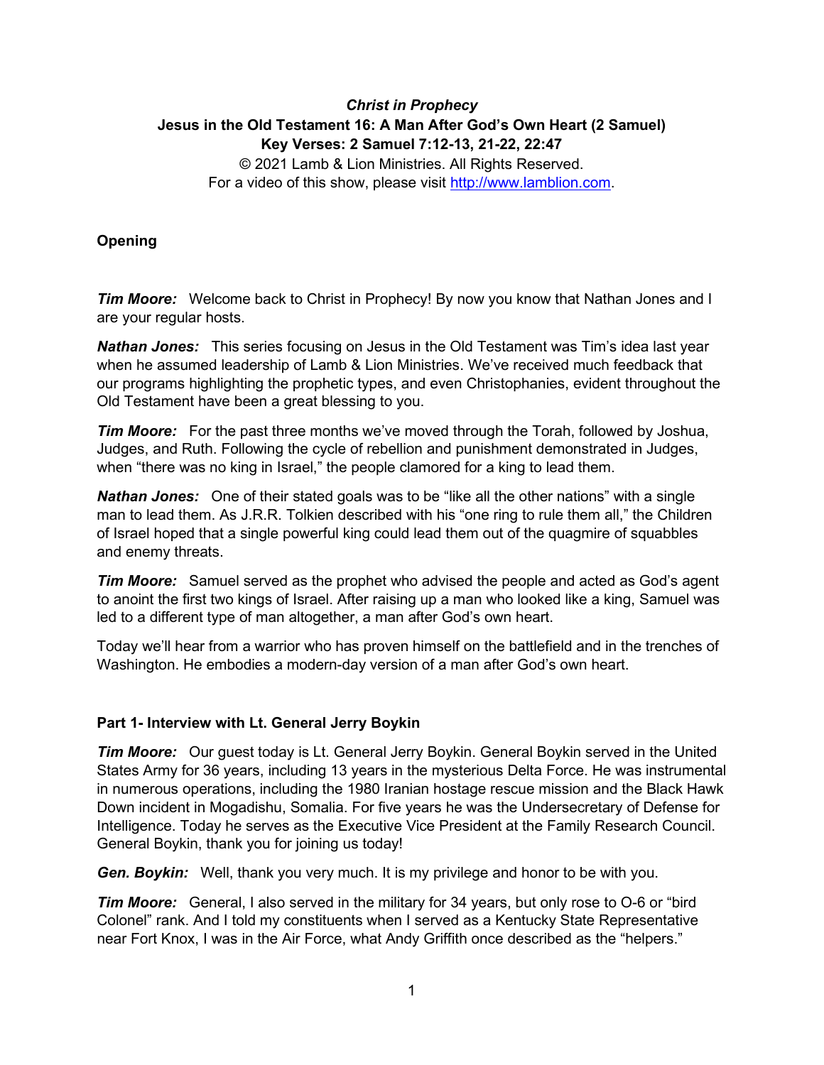***Christ in Prophecy***
**Jesus in the Old Testament 16: A Man After God's Own Heart (2 Samuel)**
**Key Verses: 2 Samuel 7:12-13, 21-22, 22:47**
© 2021 Lamb & Lion Ministries. All Rights Reserved.
For a video of this show, please visit http://www.lamblion.com.

## Opening

***Tim Moore:*** Welcome back to Christ in Prophecy! By now you know that Nathan Jones and I are your regular hosts.

***Nathan Jones:*** This series focusing on Jesus in the Old Testament was Tim's idea last year when he assumed leadership of Lamb & Lion Ministries. We've received much feedback that our programs highlighting the prophetic types, and even Christophanies, evident throughout the Old Testament have been a great blessing to you.

***Tim Moore:*** For the past three months we've moved through the Torah, followed by Joshua, Judges, and Ruth. Following the cycle of rebellion and punishment demonstrated in Judges, when "there was no king in Israel," the people clamored for a king to lead them.

***Nathan Jones:*** One of their stated goals was to be "like all the other nations" with a single man to lead them. As J.R.R. Tolkien described with his "one ring to rule them all," the Children of Israel hoped that a single powerful king could lead them out of the quagmire of squabbles and enemy threats.

***Tim Moore:*** Samuel served as the prophet who advised the people and acted as God's agent to anoint the first two kings of Israel. After raising up a man who looked like a king, Samuel was led to a different type of man altogether, a man after God's own heart.

Today we'll hear from a warrior who has proven himself on the battlefield and in the trenches of Washington. He embodies a modern-day version of a man after God's own heart.

## Part 1- Interview with Lt. General Jerry Boykin

***Tim Moore:*** Our guest today is Lt. General Jerry Boykin. General Boykin served in the United States Army for 36 years, including 13 years in the mysterious Delta Force. He was instrumental in numerous operations, including the 1980 Iranian hostage rescue mission and the Black Hawk Down incident in Mogadishu, Somalia. For five years he was the Undersecretary of Defense for Intelligence. Today he serves as the Executive Vice President at the Family Research Council. General Boykin, thank you for joining us today!

***Gen. Boykin:*** Well, thank you very much. It is my privilege and honor to be with you.

***Tim Moore:*** General, I also served in the military for 34 years, but only rose to O-6 or "bird Colonel" rank. And I told my constituents when I served as a Kentucky State Representative near Fort Knox, I was in the Air Force, what Andy Griffith once described as the "helpers."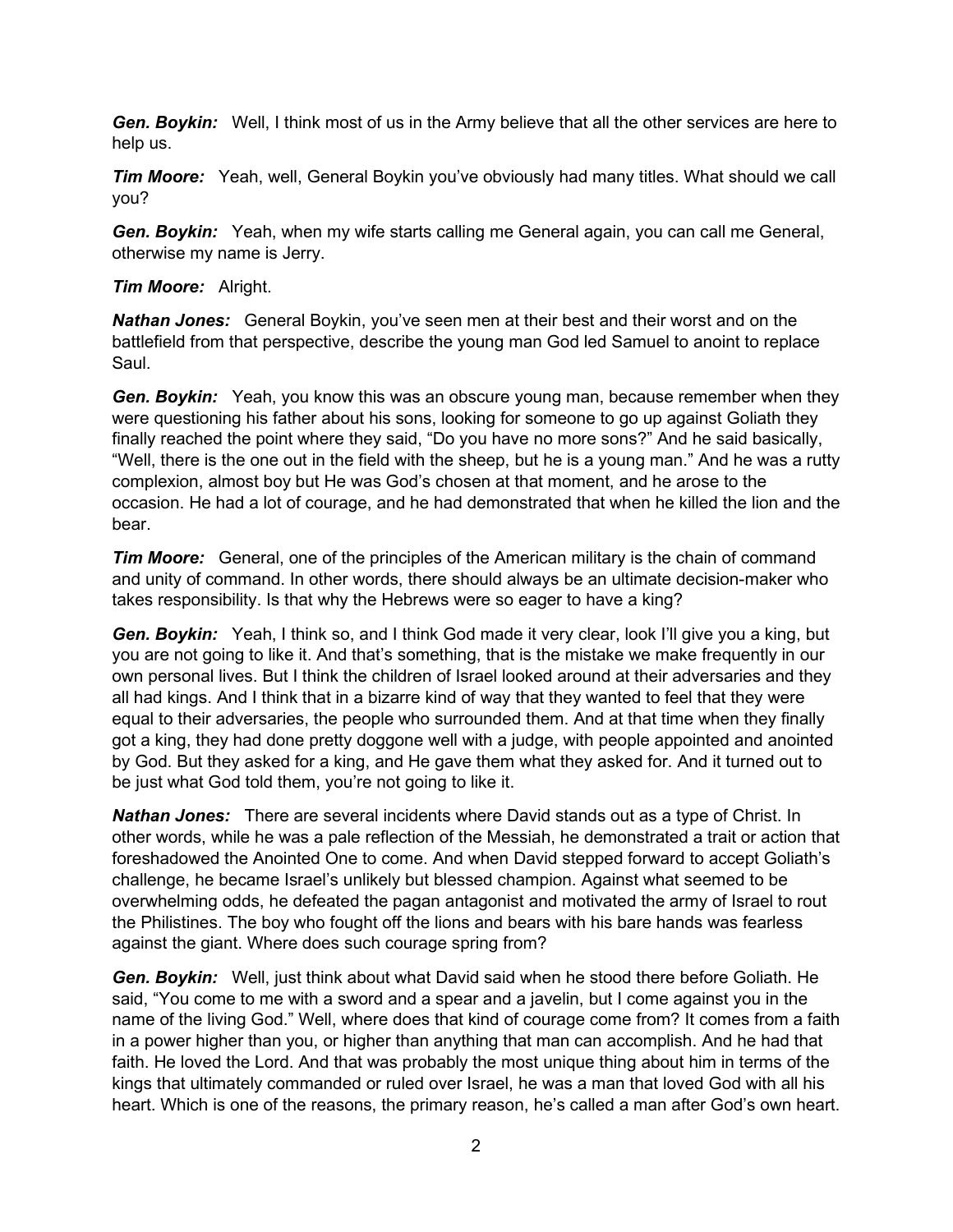***Gen. Boykin:*** Well, I think most of us in the Army believe that all the other services are here to help us.

***Tim Moore:*** Yeah, well, General Boykin you've obviously had many titles. What should we call you?

***Gen. Boykin:*** Yeah, when my wife starts calling me General again, you can call me General, otherwise my name is Jerry.

***Tim Moore:*** Alright.

***Nathan Jones:*** General Boykin, you've seen men at their best and their worst and on the battlefield from that perspective, describe the young man God led Samuel to anoint to replace Saul.

***Gen. Boykin:*** Yeah, you know this was an obscure young man, because remember when they were questioning his father about his sons, looking for someone to go up against Goliath they finally reached the point where they said, "Do you have no more sons?" And he said basically, "Well, there is the one out in the field with the sheep, but he is a young man." And he was a rutty complexion, almost boy but He was God's chosen at that moment, and he arose to the occasion. He had a lot of courage, and he had demonstrated that when he killed the lion and the bear.

***Tim Moore:*** General, one of the principles of the American military is the chain of command and unity of command. In other words, there should always be an ultimate decision-maker who takes responsibility. Is that why the Hebrews were so eager to have a king?

***Gen. Boykin:*** Yeah, I think so, and I think God made it very clear, look I'll give you a king, but you are not going to like it. And that's something, that is the mistake we make frequently in our own personal lives. But I think the children of Israel looked around at their adversaries and they all had kings. And I think that in a bizarre kind of way that they wanted to feel that they were equal to their adversaries, the people who surrounded them. And at that time when they finally got a king, they had done pretty doggone well with a judge, with people appointed and anointed by God. But they asked for a king, and He gave them what they asked for. And it turned out to be just what God told them, you're not going to like it.

***Nathan Jones:*** There are several incidents where David stands out as a type of Christ. In other words, while he was a pale reflection of the Messiah, he demonstrated a trait or action that foreshadowed the Anointed One to come. And when David stepped forward to accept Goliath's challenge, he became Israel's unlikely but blessed champion. Against what seemed to be overwhelming odds, he defeated the pagan antagonist and motivated the army of Israel to rout the Philistines. The boy who fought off the lions and bears with his bare hands was fearless against the giant. Where does such courage spring from?

***Gen. Boykin:*** Well, just think about what David said when he stood there before Goliath. He said, "You come to me with a sword and a spear and a javelin, but I come against you in the name of the living God." Well, where does that kind of courage come from? It comes from a faith in a power higher than you, or higher than anything that man can accomplish. And he had that faith. He loved the Lord. And that was probably the most unique thing about him in terms of the kings that ultimately commanded or ruled over Israel, he was a man that loved God with all his heart. Which is one of the reasons, the primary reason, he's called a man after God's own heart.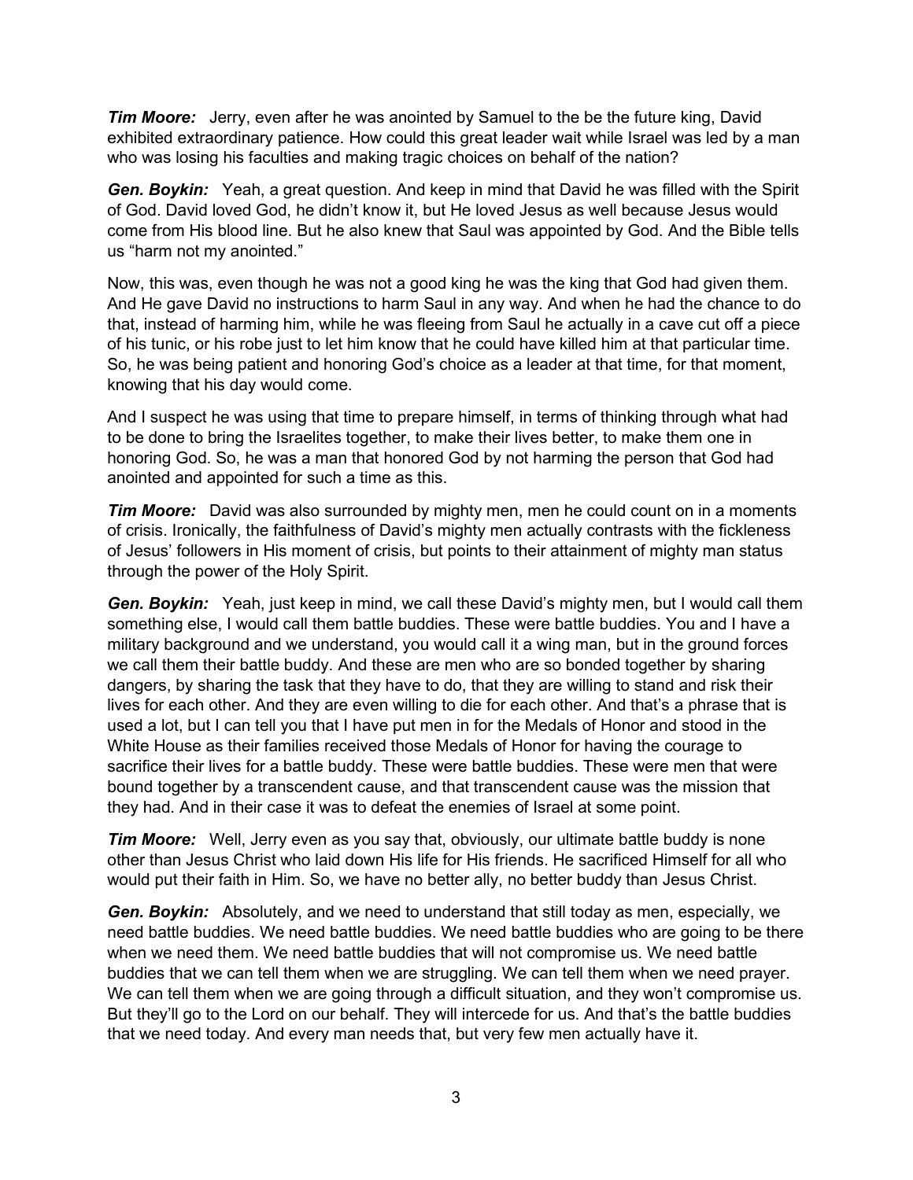***Tim Moore:*** Jerry, even after he was anointed by Samuel to the be the future king, David exhibited extraordinary patience. How could this great leader wait while Israel was led by a man who was losing his faculties and making tragic choices on behalf of the nation?

***Gen. Boykin:*** Yeah, a great question. And keep in mind that David he was filled with the Spirit of God. David loved God, he didn't know it, but He loved Jesus as well because Jesus would come from His blood line. But he also knew that Saul was appointed by God. And the Bible tells us "harm not my anointed."

Now, this was, even though he was not a good king he was the king that God had given them. And He gave David no instructions to harm Saul in any way. And when he had the chance to do that, instead of harming him, while he was fleeing from Saul he actually in a cave cut off a piece of his tunic, or his robe just to let him know that he could have killed him at that particular time. So, he was being patient and honoring God's choice as a leader at that time, for that moment, knowing that his day would come.

And I suspect he was using that time to prepare himself, in terms of thinking through what had to be done to bring the Israelites together, to make their lives better, to make them one in honoring God. So, he was a man that honored God by not harming the person that God had anointed and appointed for such a time as this.

***Tim Moore:*** David was also surrounded by mighty men, men he could count on in a moments of crisis. Ironically, the faithfulness of David's mighty men actually contrasts with the fickleness of Jesus' followers in His moment of crisis, but points to their attainment of mighty man status through the power of the Holy Spirit.

***Gen. Boykin:*** Yeah, just keep in mind, we call these David's mighty men, but I would call them something else, I would call them battle buddies. These were battle buddies. You and I have a military background and we understand, you would call it a wing man, but in the ground forces we call them their battle buddy. And these are men who are so bonded together by sharing dangers, by sharing the task that they have to do, that they are willing to stand and risk their lives for each other. And they are even willing to die for each other. And that's a phrase that is used a lot, but I can tell you that I have put men in for the Medals of Honor and stood in the White House as their families received those Medals of Honor for having the courage to sacrifice their lives for a battle buddy. These were battle buddies. These were men that were bound together by a transcendent cause, and that transcendent cause was the mission that they had. And in their case it was to defeat the enemies of Israel at some point.

***Tim Moore:*** Well, Jerry even as you say that, obviously, our ultimate battle buddy is none other than Jesus Christ who laid down His life for His friends. He sacrificed Himself for all who would put their faith in Him. So, we have no better ally, no better buddy than Jesus Christ.

***Gen. Boykin:*** Absolutely, and we need to understand that still today as men, especially, we need battle buddies. We need battle buddies. We need battle buddies who are going to be there when we need them. We need battle buddies that will not compromise us. We need battle buddies that we can tell them when we are struggling. We can tell them when we need prayer. We can tell them when we are going through a difficult situation, and they won't compromise us. But they'll go to the Lord on our behalf. They will intercede for us. And that's the battle buddies that we need today. And every man needs that, but very few men actually have it.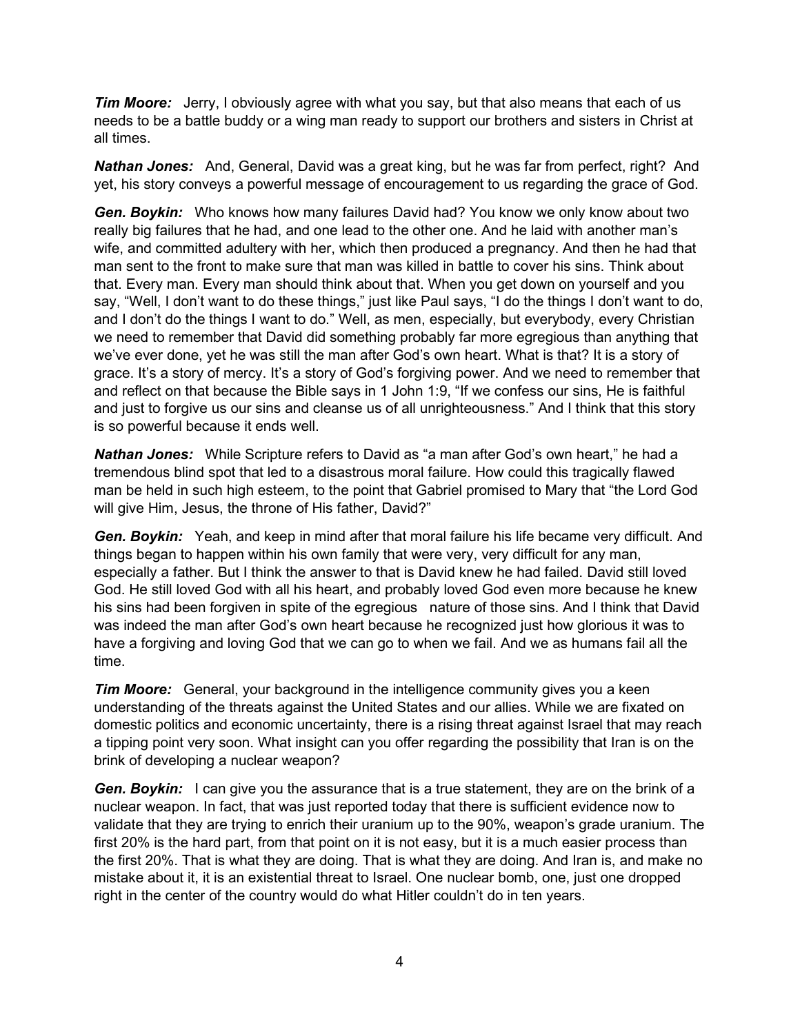***Tim Moore:*** Jerry, I obviously agree with what you say, but that also means that each of us needs to be a battle buddy or a wing man ready to support our brothers and sisters in Christ at all times.

***Nathan Jones:*** And, General, David was a great king, but he was far from perfect, right? And yet, his story conveys a powerful message of encouragement to us regarding the grace of God.

***Gen. Boykin:*** Who knows how many failures David had? You know we only know about two really big failures that he had, and one lead to the other one. And he laid with another man's wife, and committed adultery with her, which then produced a pregnancy. And then he had that man sent to the front to make sure that man was killed in battle to cover his sins. Think about that. Every man. Every man should think about that. When you get down on yourself and you say, "Well, I don't want to do these things," just like Paul says, "I do the things I don't want to do, and I don't do the things I want to do." Well, as men, especially, but everybody, every Christian we need to remember that David did something probably far more egregious than anything that we've ever done, yet he was still the man after God's own heart. What is that? It is a story of grace. It's a story of mercy. It's a story of God's forgiving power. And we need to remember that and reflect on that because the Bible says in 1 John 1:9, "If we confess our sins, He is faithful and just to forgive us our sins and cleanse us of all unrighteousness." And I think that this story is so powerful because it ends well.

***Nathan Jones:*** While Scripture refers to David as "a man after God's own heart," he had a tremendous blind spot that led to a disastrous moral failure. How could this tragically flawed man be held in such high esteem, to the point that Gabriel promised to Mary that "the Lord God will give Him, Jesus, the throne of His father, David?"

***Gen. Boykin:*** Yeah, and keep in mind after that moral failure his life became very difficult. And things began to happen within his own family that were very, very difficult for any man, especially a father. But I think the answer to that is David knew he had failed. David still loved God. He still loved God with all his heart, and probably loved God even more because he knew his sins had been forgiven in spite of the egregious nature of those sins. And I think that David was indeed the man after God's own heart because he recognized just how glorious it was to have a forgiving and loving God that we can go to when we fail. And we as humans fail all the time.

***Tim Moore:*** General, your background in the intelligence community gives you a keen understanding of the threats against the United States and our allies. While we are fixated on domestic politics and economic uncertainty, there is a rising threat against Israel that may reach a tipping point very soon. What insight can you offer regarding the possibility that Iran is on the brink of developing a nuclear weapon?

***Gen. Boykin:*** I can give you the assurance that is a true statement, they are on the brink of a nuclear weapon. In fact, that was just reported today that there is sufficient evidence now to validate that they are trying to enrich their uranium up to the 90%, weapon's grade uranium. The first 20% is the hard part, from that point on it is not easy, but it is a much easier process than the first 20%. That is what they are doing. That is what they are doing. And Iran is, and make no mistake about it, it is an existential threat to Israel. One nuclear bomb, one, just one dropped right in the center of the country would do what Hitler couldn't do in ten years.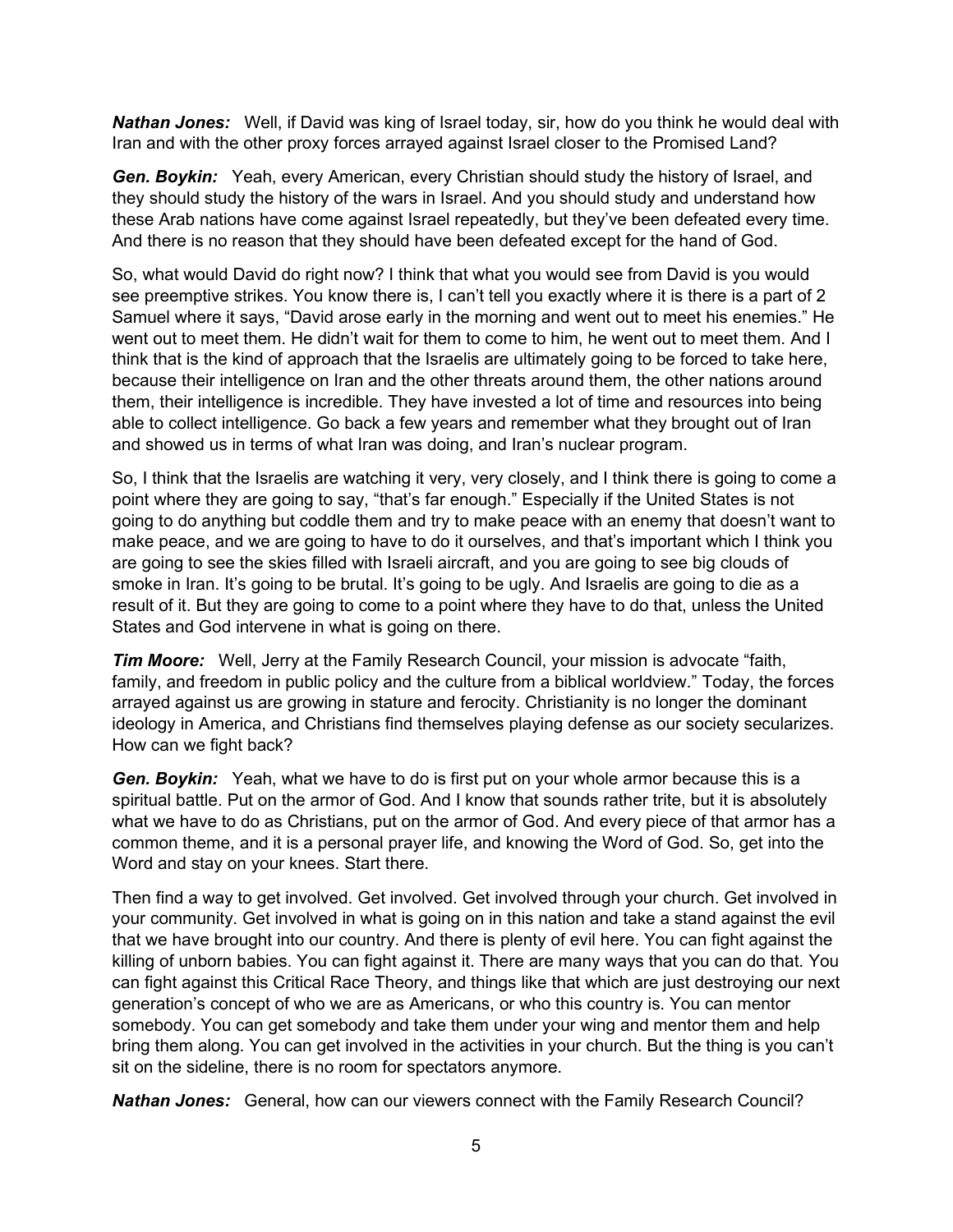***Nathan Jones:*** Well, if David was king of Israel today, sir, how do you think he would deal with Iran and with the other proxy forces arrayed against Israel closer to the Promised Land?

***Gen. Boykin:*** Yeah, every American, every Christian should study the history of Israel, and they should study the history of the wars in Israel. And you should study and understand how these Arab nations have come against Israel repeatedly, but they've been defeated every time. And there is no reason that they should have been defeated except for the hand of God.

So, what would David do right now? I think that what you would see from David is you would see preemptive strikes. You know there is, I can't tell you exactly where it is there is a part of 2 Samuel where it says, "David arose early in the morning and went out to meet his enemies." He went out to meet them. He didn't wait for them to come to him, he went out to meet them. And I think that is the kind of approach that the Israelis are ultimately going to be forced to take here, because their intelligence on Iran and the other threats around them, the other nations around them, their intelligence is incredible. They have invested a lot of time and resources into being able to collect intelligence. Go back a few years and remember what they brought out of Iran and showed us in terms of what Iran was doing, and Iran's nuclear program.

So, I think that the Israelis are watching it very, very closely, and I think there is going to come a point where they are going to say, "that's far enough." Especially if the United States is not going to do anything but coddle them and try to make peace with an enemy that doesn't want to make peace, and we are going to have to do it ourselves, and that's important which I think you are going to see the skies filled with Israeli aircraft, and you are going to see big clouds of smoke in Iran. It's going to be brutal. It's going to be ugly. And Israelis are going to die as a result of it. But they are going to come to a point where they have to do that, unless the United States and God intervene in what is going on there.

***Tim Moore:*** Well, Jerry at the Family Research Council, your mission is advocate "faith, family, and freedom in public policy and the culture from a biblical worldview." Today, the forces arrayed against us are growing in stature and ferocity. Christianity is no longer the dominant ideology in America, and Christians find themselves playing defense as our society secularizes. How can we fight back?

***Gen. Boykin:*** Yeah, what we have to do is first put on your whole armor because this is a spiritual battle. Put on the armor of God. And I know that sounds rather trite, but it is absolutely what we have to do as Christians, put on the armor of God. And every piece of that armor has a common theme, and it is a personal prayer life, and knowing the Word of God. So, get into the Word and stay on your knees. Start there.

Then find a way to get involved. Get involved. Get involved through your church. Get involved in your community. Get involved in what is going on in this nation and take a stand against the evil that we have brought into our country. And there is plenty of evil here. You can fight against the killing of unborn babies. You can fight against it. There are many ways that you can do that. You can fight against this Critical Race Theory, and things like that which are just destroying our next generation's concept of who we are as Americans, or who this country is. You can mentor somebody. You can get somebody and take them under your wing and mentor them and help bring them along. You can get involved in the activities in your church. But the thing is you can't sit on the sideline, there is no room for spectators anymore.

***Nathan Jones:*** General, how can our viewers connect with the Family Research Council?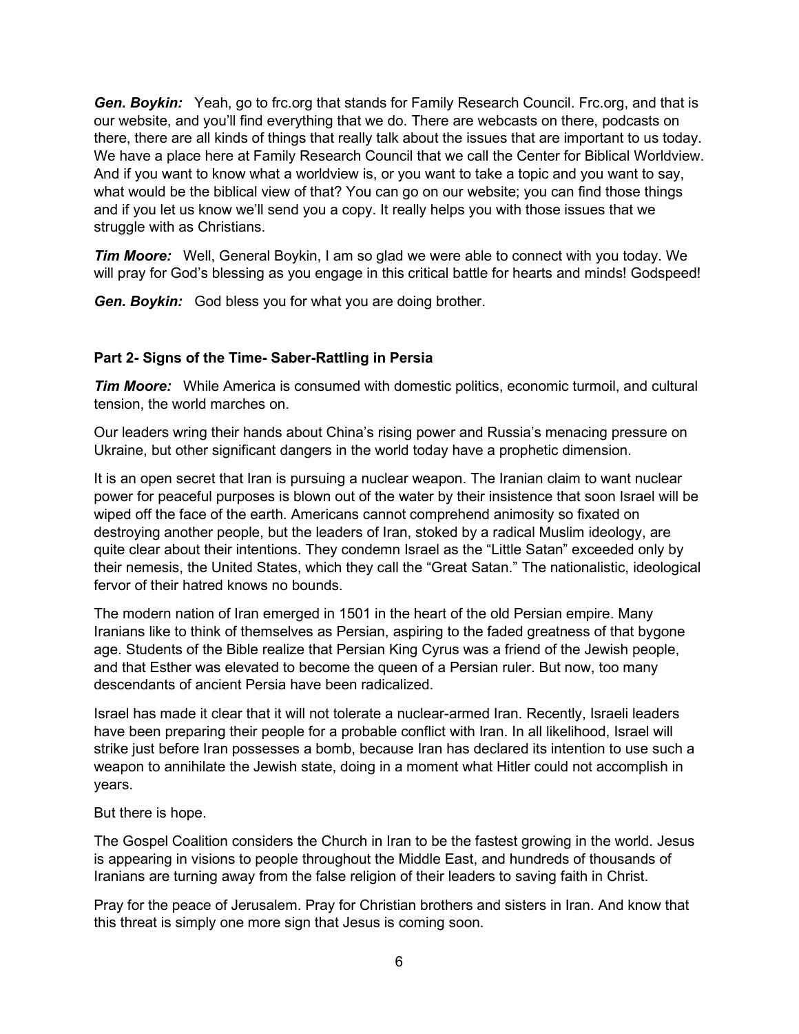***Gen. Boykin:*** Yeah, go to frc.org that stands for Family Research Council. Frc.org, and that is our website, and you'll find everything that we do. There are webcasts on there, podcasts on there, there are all kinds of things that really talk about the issues that are important to us today. We have a place here at Family Research Council that we call the Center for Biblical Worldview. And if you want to know what a worldview is, or you want to take a topic and you want to say, what would be the biblical view of that? You can go on our website; you can find those things and if you let us know we'll send you a copy. It really helps you with those issues that we struggle with as Christians.

***Tim Moore:*** Well, General Boykin, I am so glad we were able to connect with you today. We will pray for God's blessing as you engage in this critical battle for hearts and minds! Godspeed!

***Gen. Boykin:*** God bless you for what you are doing brother.

**Part 2- Signs of the Time- Saber-Rattling in Persia**

***Tim Moore:*** While America is consumed with domestic politics, economic turmoil, and cultural tension, the world marches on.

Our leaders wring their hands about China's rising power and Russia's menacing pressure on Ukraine, but other significant dangers in the world today have a prophetic dimension.

It is an open secret that Iran is pursuing a nuclear weapon. The Iranian claim to want nuclear power for peaceful purposes is blown out of the water by their insistence that soon Israel will be wiped off the face of the earth. Americans cannot comprehend animosity so fixated on destroying another people, but the leaders of Iran, stoked by a radical Muslim ideology, are quite clear about their intentions. They condemn Israel as the "Little Satan" exceeded only by their nemesis, the United States, which they call the "Great Satan." The nationalistic, ideological fervor of their hatred knows no bounds.

The modern nation of Iran emerged in 1501 in the heart of the old Persian empire. Many Iranians like to think of themselves as Persian, aspiring to the faded greatness of that bygone age. Students of the Bible realize that Persian King Cyrus was a friend of the Jewish people, and that Esther was elevated to become the queen of a Persian ruler. But now, too many descendants of ancient Persia have been radicalized.

Israel has made it clear that it will not tolerate a nuclear-armed Iran. Recently, Israeli leaders have been preparing their people for a probable conflict with Iran. In all likelihood, Israel will strike just before Iran possesses a bomb, because Iran has declared its intention to use such a weapon to annihilate the Jewish state, doing in a moment what Hitler could not accomplish in years.

But there is hope.

The Gospel Coalition considers the Church in Iran to be the fastest growing in the world. Jesus is appearing in visions to people throughout the Middle East, and hundreds of thousands of Iranians are turning away from the false religion of their leaders to saving faith in Christ.

Pray for the peace of Jerusalem. Pray for Christian brothers and sisters in Iran. And know that this threat is simply one more sign that Jesus is coming soon.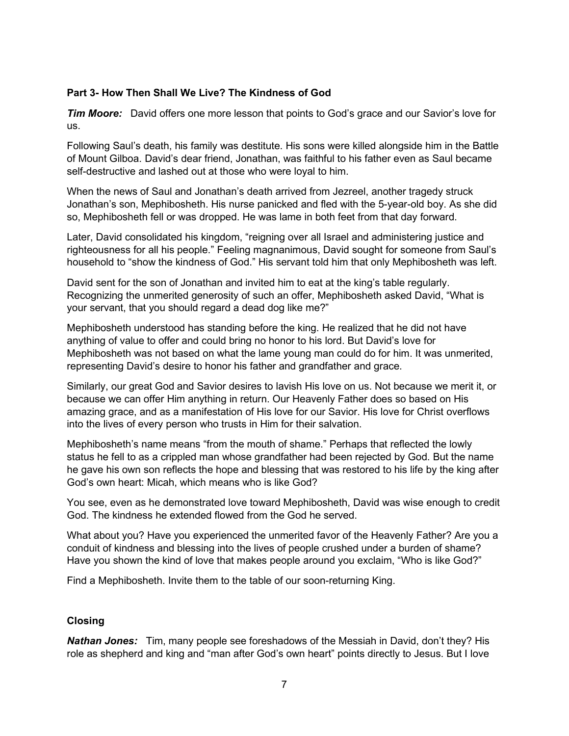**Part 3- How Then Shall We Live? The Kindness of God**

***Tim Moore:*** David offers one more lesson that points to God's grace and our Savior's love for us.

Following Saul's death, his family was destitute. His sons were killed alongside him in the Battle of Mount Gilboa. David's dear friend, Jonathan, was faithful to his father even as Saul became self-destructive and lashed out at those who were loyal to him.

When the news of Saul and Jonathan's death arrived from Jezreel, another tragedy struck Jonathan's son, Mephibosheth. His nurse panicked and fled with the 5-year-old boy. As she did so, Mephibosheth fell or was dropped. He was lame in both feet from that day forward.

Later, David consolidated his kingdom, "reigning over all Israel and administering justice and righteousness for all his people." Feeling magnanimous, David sought for someone from Saul's household to "show the kindness of God." His servant told him that only Mephibosheth was left.

David sent for the son of Jonathan and invited him to eat at the king's table regularly. Recognizing the unmerited generosity of such an offer, Mephibosheth asked David, "What is your servant, that you should regard a dead dog like me?"

Mephibosheth understood has standing before the king. He realized that he did not have anything of value to offer and could bring no honor to his lord. But David's love for Mephibosheth was not based on what the lame young man could do for him. It was unmerited, representing David's desire to honor his father and grandfather and grace.

Similarly, our great God and Savior desires to lavish His love on us. Not because we merit it, or because we can offer Him anything in return. Our Heavenly Father does so based on His amazing grace, and as a manifestation of His love for our Savior. His love for Christ overflows into the lives of every person who trusts in Him for their salvation.

Mephibosheth's name means "from the mouth of shame." Perhaps that reflected the lowly status he fell to as a crippled man whose grandfather had been rejected by God. But the name he gave his own son reflects the hope and blessing that was restored to his life by the king after God's own heart: Micah, which means who is like God?

You see, even as he demonstrated love toward Mephibosheth, David was wise enough to credit God. The kindness he extended flowed from the God he served.

What about you? Have you experienced the unmerited favor of the Heavenly Father? Are you a conduit of kindness and blessing into the lives of people crushed under a burden of shame? Have you shown the kind of love that makes people around you exclaim, "Who is like God?"

Find a Mephibosheth. Invite them to the table of our soon-returning King.

**Closing**

***Nathan Jones:*** Tim, many people see foreshadows of the Messiah in David, don't they? His role as shepherd and king and "man after God's own heart" points directly to Jesus. But I love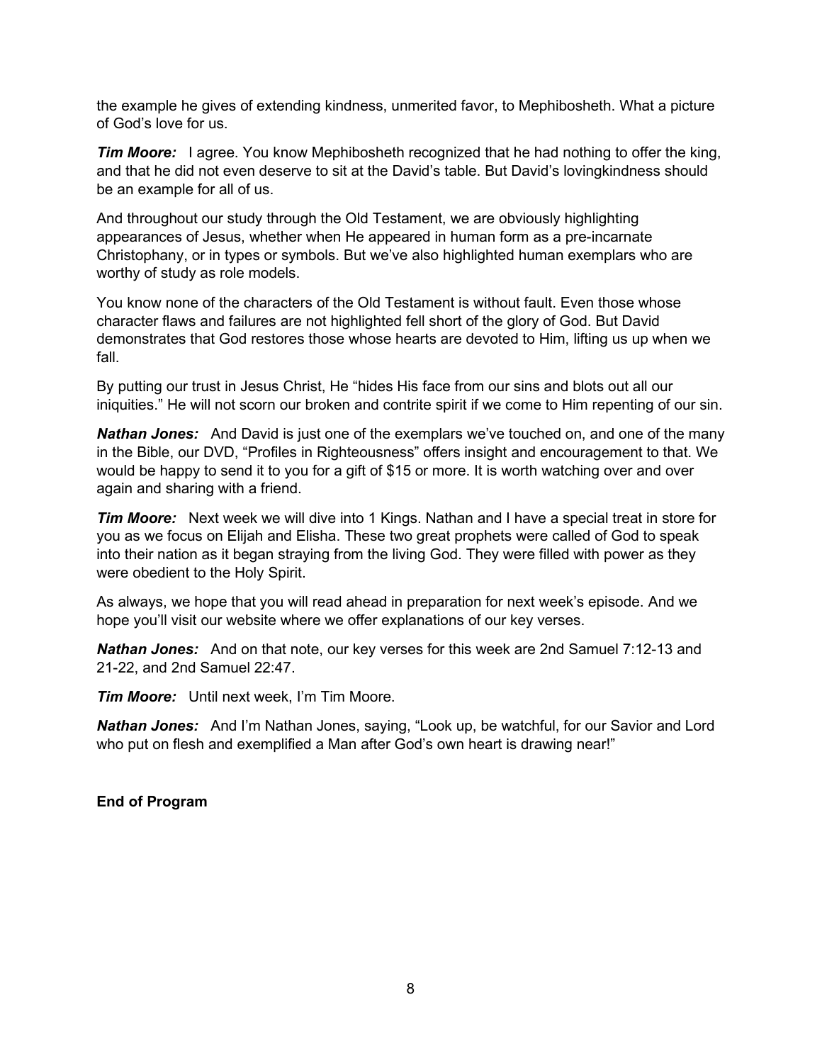the example he gives of extending kindness, unmerited favor, to Mephibosheth. What a picture of God's love for us.

***Tim Moore:*** I agree. You know Mephibosheth recognized that he had nothing to offer the king, and that he did not even deserve to sit at the David's table. But David's lovingkindness should be an example for all of us.

And throughout our study through the Old Testament, we are obviously highlighting appearances of Jesus, whether when He appeared in human form as a pre-incarnate Christophany, or in types or symbols. But we've also highlighted human exemplars who are worthy of study as role models.

You know none of the characters of the Old Testament is without fault. Even those whose character flaws and failures are not highlighted fell short of the glory of God. But David demonstrates that God restores those whose hearts are devoted to Him, lifting us up when we fall.

By putting our trust in Jesus Christ, He "hides His face from our sins and blots out all our iniquities." He will not scorn our broken and contrite spirit if we come to Him repenting of our sin.

***Nathan Jones:*** And David is just one of the exemplars we've touched on, and one of the many in the Bible, our DVD, "Profiles in Righteousness" offers insight and encouragement to that. We would be happy to send it to you for a gift of $15 or more. It is worth watching over and over again and sharing with a friend.

***Tim Moore:*** Next week we will dive into 1 Kings. Nathan and I have a special treat in store for you as we focus on Elijah and Elisha. These two great prophets were called of God to speak into their nation as it began straying from the living God. They were filled with power as they were obedient to the Holy Spirit.

As always, we hope that you will read ahead in preparation for next week's episode. And we hope you'll visit our website where we offer explanations of our key verses.

***Nathan Jones:*** And on that note, our key verses for this week are 2nd Samuel 7:12-13 and 21-22, and 2nd Samuel 22:47.

***Tim Moore:*** Until next week, I'm Tim Moore.

***Nathan Jones:*** And I'm Nathan Jones, saying, "Look up, be watchful, for our Savior and Lord who put on flesh and exemplified a Man after God's own heart is drawing near!"

**End of Program**